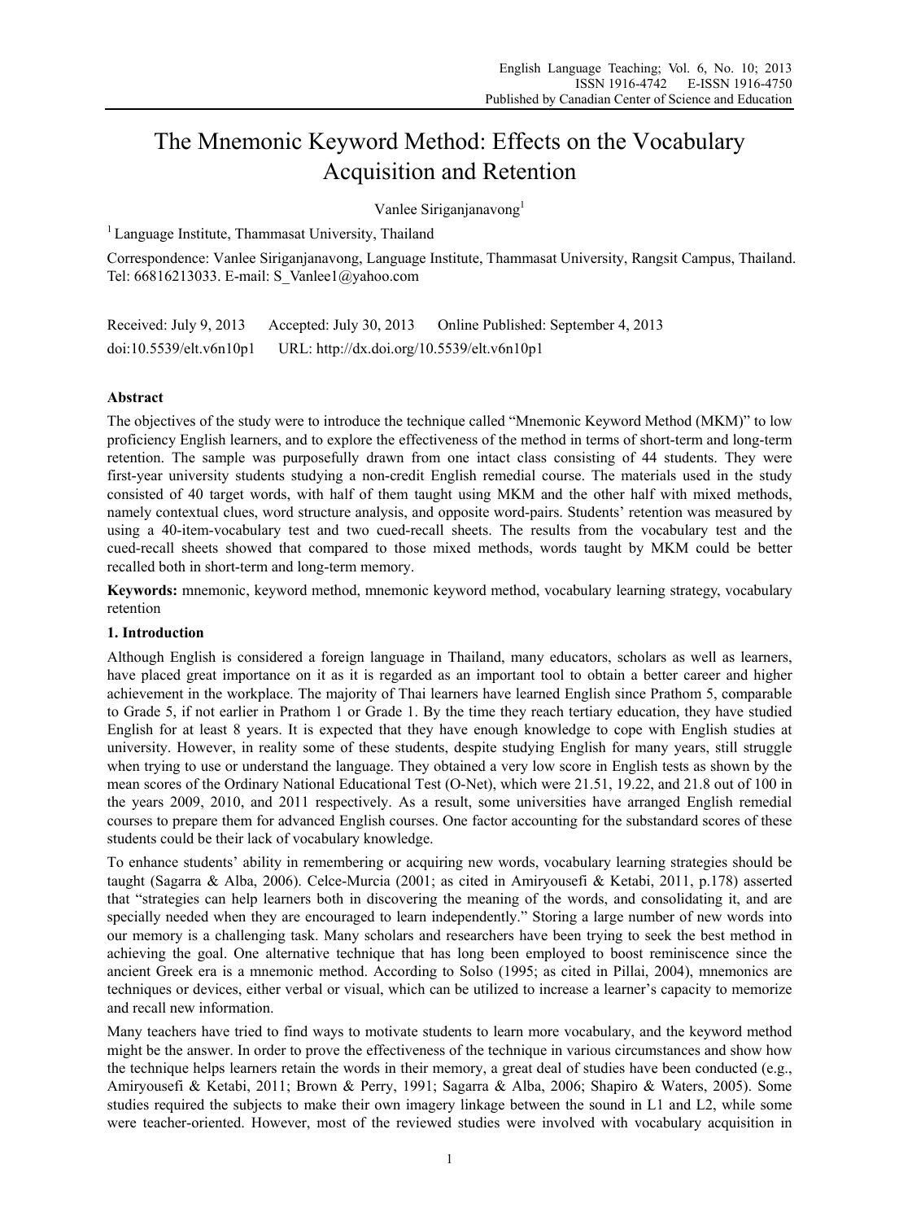# The Mnemonic Keyword Method: Effects on the Vocabulary Acquisition and Retention

Vanlee Siriganjanavong[1]

[1] Language Institute, Thammasat University, Thailand

Correspondence: Vanlee Siriganjanavong, Language Institute, Thammasat University, Rangsit Campus, Thailand. Tel: 66816213033. E-mail: S_Vanlee1@yahoo.com

Received: July 9, 2013 Accepted: July 30, 2013 Online Published: September 4, 2013

doi:10.5539/elt.v6n10p1 URL: http://dx.doi.org/10.5539/elt.v6n10p1

## Abstract

The objectives of the study were to introduce the technique called "Mnemonic Keyword Method (MKM)" to low proficiency English learners, and to explore the effectiveness of the method in terms of short-term and long-term retention. The sample was purposefully drawn from one intact class consisting of 44 students. They were first-year university students studying a non-credit English remedial course. The materials used in the study consisted of 40 target words, with half of them taught using MKM and the other half with mixed methods, namely contextual clues, word structure analysis, and opposite word-pairs. Students' retention was measured by using a 40-item-vocabulary test and two cued-recall sheets. The results from the vocabulary test and the cued-recall sheets showed that compared to those mixed methods, words taught by MKM could be better recalled both in short-term and long-term memory.

**Keywords:** mnemonic, keyword method, mnemonic keyword method, vocabulary learning strategy, vocabulary retention

## 1. Introduction

Although English is considered a foreign language in Thailand, many educators, scholars as well as learners, have placed great importance on it as it is regarded as an important tool to obtain a better career and higher achievement in the workplace. The majority of Thai learners have learned English since Prathom 5, comparable to Grade 5, if not earlier in Prathom 1 or Grade 1. By the time they reach tertiary education, they have studied English for at least 8 years. It is expected that they have enough knowledge to cope with English studies at university. However, in reality some of these students, despite studying English for many years, still struggle when trying to use or understand the language. They obtained a very low score in English tests as shown by the mean scores of the Ordinary National Educational Test (O-Net), which were 21.51, 19.22, and 21.8 out of 100 in the years 2009, 2010, and 2011 respectively. As a result, some universities have arranged English remedial courses to prepare them for advanced English courses. One factor accounting for the substandard scores of these students could be their lack of vocabulary knowledge.

To enhance students' ability in remembering or acquiring new words, vocabulary learning strategies should be taught (Sagarra & Alba, 2006). Celce-Murcia (2001; as cited in Amiryousefi & Ketabi, 2011, p.178) asserted that "strategies can help learners both in discovering the meaning of the words, and consolidating it, and are specially needed when they are encouraged to learn independently." Storing a large number of new words into our memory is a challenging task. Many scholars and researchers have been trying to seek the best method in achieving the goal. One alternative technique that has long been employed to boost reminiscence since the ancient Greek era is a mnemonic method. According to Solso (1995; as cited in Pillai, 2004), mnemonics are techniques or devices, either verbal or visual, which can be utilized to increase a learner's capacity to memorize and recall new information.

Many teachers have tried to find ways to motivate students to learn more vocabulary, and the keyword method might be the answer. In order to prove the effectiveness of the technique in various circumstances and show how the technique helps learners retain the words in their memory, a great deal of studies have been conducted (e.g., Amiryousefi & Ketabi, 2011; Brown & Perry, 1991; Sagarra & Alba, 2006; Shapiro & Waters, 2005). Some studies required the subjects to make their own imagery linkage between the sound in L1 and L2, while some were teacher-oriented. However, most of the reviewed studies were involved with vocabulary acquisition in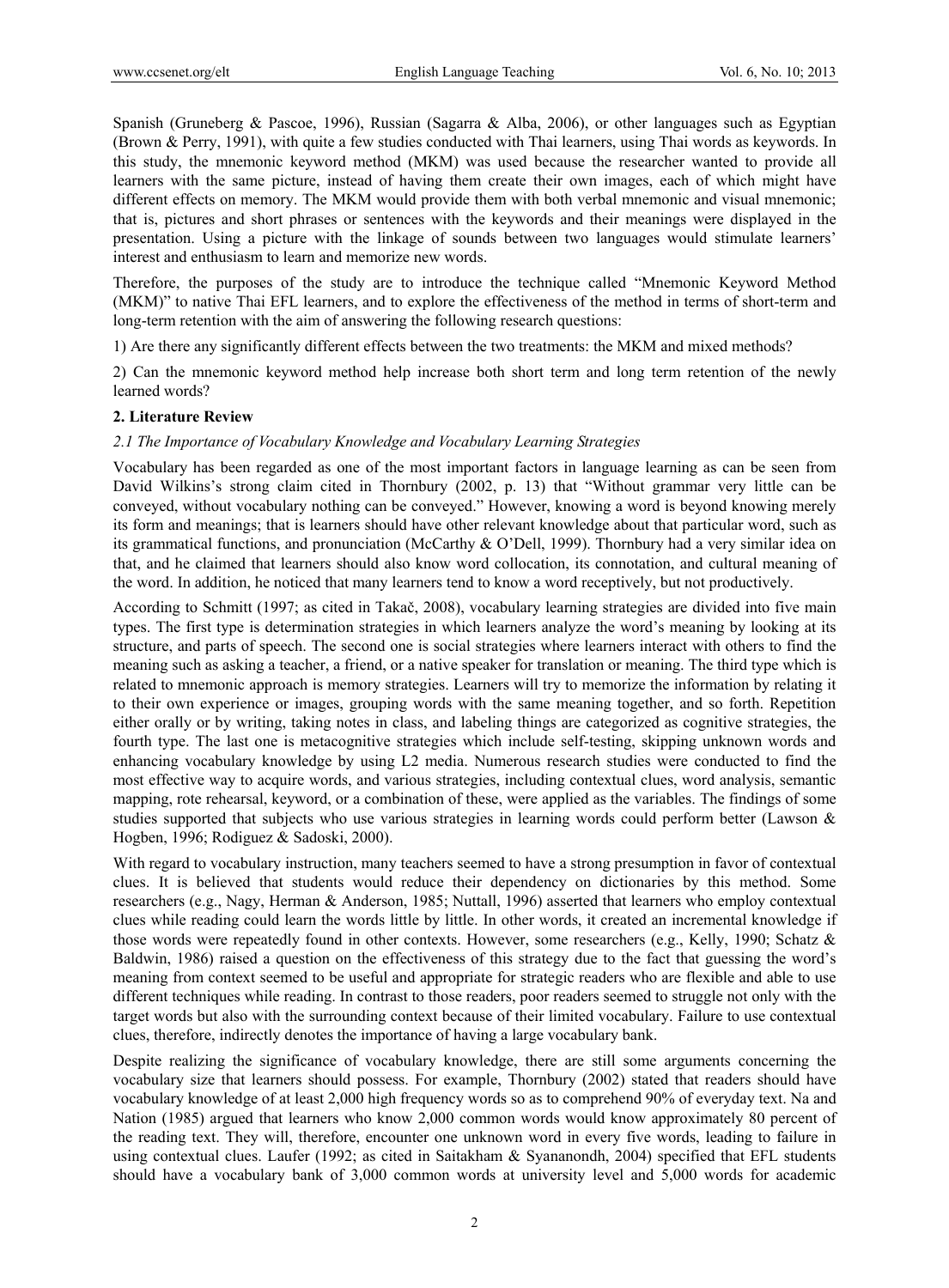Spanish (Gruneberg & Pascoe, 1996), Russian (Sagarra & Alba, 2006), or other languages such as Egyptian (Brown & Perry, 1991), with quite a few studies conducted with Thai learners, using Thai words as keywords. In this study, the mnemonic keyword method (MKM) was used because the researcher wanted to provide all learners with the same picture, instead of having them create their own images, each of which might have different effects on memory. The MKM would provide them with both verbal mnemonic and visual mnemonic; that is, pictures and short phrases or sentences with the keywords and their meanings were displayed in the presentation. Using a picture with the linkage of sounds between two languages would stimulate learners' interest and enthusiasm to learn and memorize new words.

Therefore, the purposes of the study are to introduce the technique called "Mnemonic Keyword Method (MKM)" to native Thai EFL learners, and to explore the effectiveness of the method in terms of short-term and long-term retention with the aim of answering the following research questions:

1) Are there any significantly different effects between the two treatments: the MKM and mixed methods?

2) Can the mnemonic keyword method help increase both short term and long term retention of the newly learned words?

## 2. Literature Review

### *2.1 The Importance of Vocabulary Knowledge and Vocabulary Learning Strategies*

Vocabulary has been regarded as one of the most important factors in language learning as can be seen from David Wilkins's strong claim cited in Thornbury (2002, p. 13) that "Without grammar very little can be conveyed, without vocabulary nothing can be conveyed." However, knowing a word is beyond knowing merely its form and meanings; that is learners should have other relevant knowledge about that particular word, such as its grammatical functions, and pronunciation (McCarthy & O'Dell, 1999). Thornbury had a very similar idea on that, and he claimed that learners should also know word collocation, its connotation, and cultural meaning of the word. In addition, he noticed that many learners tend to know a word receptively, but not productively.

According to Schmitt (1997; as cited in Takač, 2008), vocabulary learning strategies are divided into five main types. The first type is determination strategies in which learners analyze the word's meaning by looking at its structure, and parts of speech. The second one is social strategies where learners interact with others to find the meaning such as asking a teacher, a friend, or a native speaker for translation or meaning. The third type which is related to mnemonic approach is memory strategies. Learners will try to memorize the information by relating it to their own experience or images, grouping words with the same meaning together, and so forth. Repetition either orally or by writing, taking notes in class, and labeling things are categorized as cognitive strategies, the fourth type. The last one is metacognitive strategies which include self-testing, skipping unknown words and enhancing vocabulary knowledge by using L2 media. Numerous research studies were conducted to find the most effective way to acquire words, and various strategies, including contextual clues, word analysis, semantic mapping, rote rehearsal, keyword, or a combination of these, were applied as the variables. The findings of some studies supported that subjects who use various strategies in learning words could perform better (Lawson & Hogben, 1996; Rodiguez & Sadoski, 2000).

With regard to vocabulary instruction, many teachers seemed to have a strong presumption in favor of contextual clues. It is believed that students would reduce their dependency on dictionaries by this method. Some researchers (e.g., Nagy, Herman & Anderson, 1985; Nuttall, 1996) asserted that learners who employ contextual clues while reading could learn the words little by little. In other words, it created an incremental knowledge if those words were repeatedly found in other contexts. However, some researchers (e.g., Kelly, 1990; Schatz & Baldwin, 1986) raised a question on the effectiveness of this strategy due to the fact that guessing the word's meaning from context seemed to be useful and appropriate for strategic readers who are flexible and able to use different techniques while reading. In contrast to those readers, poor readers seemed to struggle not only with the target words but also with the surrounding context because of their limited vocabulary. Failure to use contextual clues, therefore, indirectly denotes the importance of having a large vocabulary bank.

Despite realizing the significance of vocabulary knowledge, there are still some arguments concerning the vocabulary size that learners should possess. For example, Thornbury (2002) stated that readers should have vocabulary knowledge of at least 2,000 high frequency words so as to comprehend 90% of everyday text. Na and Nation (1985) argued that learners who know 2,000 common words would know approximately 80 percent of the reading text. They will, therefore, encounter one unknown word in every five words, leading to failure in using contextual clues. Laufer (1992; as cited in Saitakham & Syananondh, 2004) specified that EFL students should have a vocabulary bank of 3,000 common words at university level and 5,000 words for academic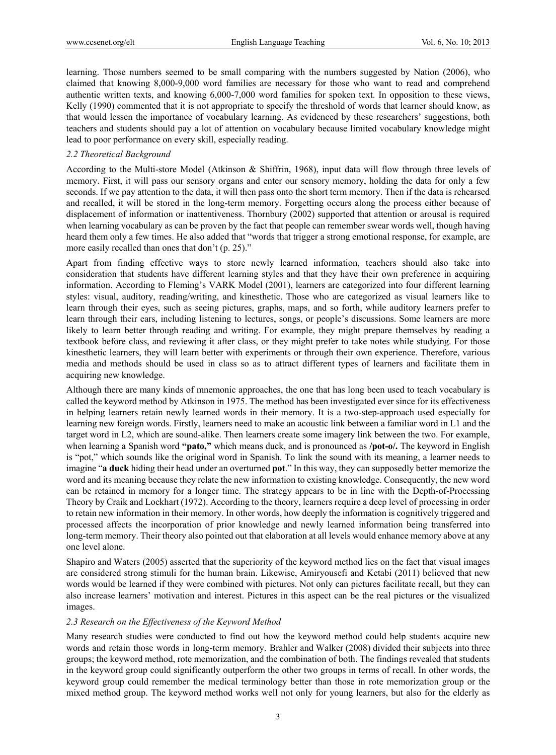learning. Those numbers seemed to be small comparing with the numbers suggested by Nation (2006), who claimed that knowing 8,000-9,000 word families are necessary for those who want to read and comprehend authentic written texts, and knowing 6,000-7,000 word families for spoken text. In opposition to these views, Kelly (1990) commented that it is not appropriate to specify the threshold of words that learner should know, as that would lessen the importance of vocabulary learning. As evidenced by these researchers' suggestions, both teachers and students should pay a lot of attention on vocabulary because limited vocabulary knowledge might lead to poor performance on every skill, especially reading.

### *2.2 Theoretical Background*

According to the Multi-store Model (Atkinson & Shiffrin, 1968), input data will flow through three levels of memory. First, it will pass our sensory organs and enter our sensory memory, holding the data for only a few seconds. If we pay attention to the data, it will then pass onto the short term memory. Then if the data is rehearsed and recalled, it will be stored in the long-term memory. Forgetting occurs along the process either because of displacement of information or inattentiveness. Thornbury (2002) supported that attention or arousal is required when learning vocabulary as can be proven by the fact that people can remember swear words well, though having heard them only a few times. He also added that "words that trigger a strong emotional response, for example, are more easily recalled than ones that don't (p. 25)."

Apart from finding effective ways to store newly learned information, teachers should also take into consideration that students have different learning styles and that they have their own preference in acquiring information. According to Fleming's VARK Model (2001), learners are categorized into four different learning styles: visual, auditory, reading/writing, and kinesthetic. Those who are categorized as visual learners like to learn through their eyes, such as seeing pictures, graphs, maps, and so forth, while auditory learners prefer to learn through their ears, including listening to lectures, songs, or people's discussions. Some learners are more likely to learn better through reading and writing. For example, they might prepare themselves by reading a textbook before class, and reviewing it after class, or they might prefer to take notes while studying. For those kinesthetic learners, they will learn better with experiments or through their own experience. Therefore, various media and methods should be used in class so as to attract different types of learners and facilitate them in acquiring new knowledge.

Although there are many kinds of mnemonic approaches, the one that has long been used to teach vocabulary is called the keyword method by Atkinson in 1975. The method has been investigated ever since for its effectiveness in helping learners retain newly learned words in their memory. It is a two-step-approach used especially for learning new foreign words. Firstly, learners need to make an acoustic link between a familiar word in L1 and the target word in L2, which are sound-alike. Then learners create some imagery link between the two. For example, when learning a Spanish word **"pato,"** which means duck, and is pronounced as **/pot-o/.** The keyword in English is "pot," which sounds like the original word in Spanish. To link the sound with its meaning, a learner needs to imagine "**a duck** hiding their head under an overturned **pot**." In this way, they can supposedly better memorize the word and its meaning because they relate the new information to existing knowledge. Consequently, the new word can be retained in memory for a longer time. The strategy appears to be in line with the Depth-of-Processing Theory by Craik and Lockhart (1972). According to the theory, learners require a deep level of processing in order to retain new information in their memory. In other words, how deeply the information is cognitively triggered and processed affects the incorporation of prior knowledge and newly learned information being transferred into long-term memory. Their theory also pointed out that elaboration at all levels would enhance memory above at any one level alone.

Shapiro and Waters (2005) asserted that the superiority of the keyword method lies on the fact that visual images are considered strong stimuli for the human brain. Likewise, Amiryousefi and Ketabi (2011) believed that new words would be learned if they were combined with pictures. Not only can pictures facilitate recall, but they can also increase learners' motivation and interest. Pictures in this aspect can be the real pictures or the visualized images.

### *2.3 Research on the Effectiveness of the Keyword Method*

Many research studies were conducted to find out how the keyword method could help students acquire new words and retain those words in long-term memory. Brahler and Walker (2008) divided their subjects into three groups; the keyword method, rote memorization, and the combination of both. The findings revealed that students in the keyword group could significantly outperform the other two groups in terms of recall. In other words, the keyword group could remember the medical terminology better than those in rote memorization group or the mixed method group. The keyword method works well not only for young learners, but also for the elderly as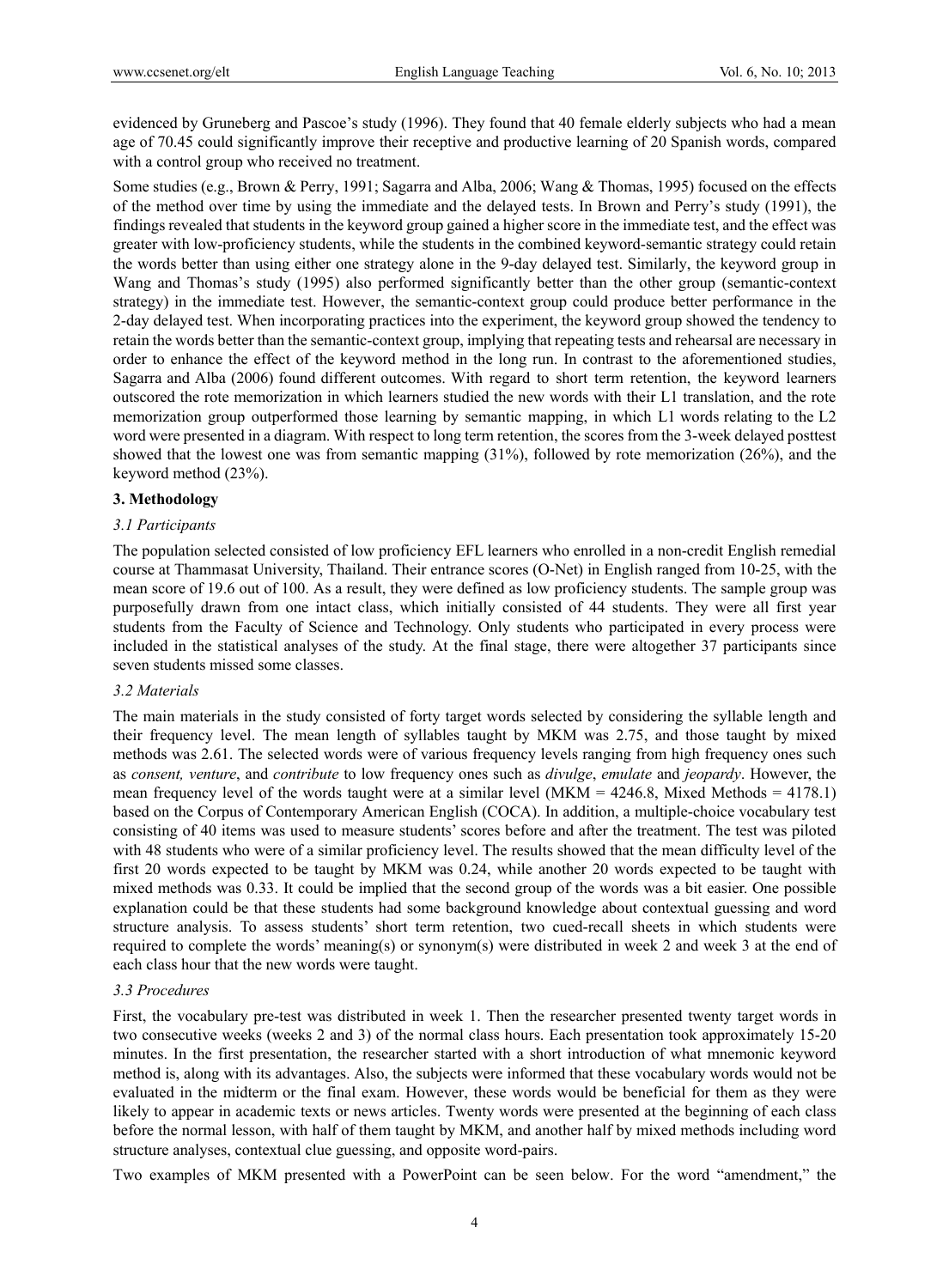evidenced by Gruneberg and Pascoe's study (1996). They found that 40 female elderly subjects who had a mean age of 70.45 could significantly improve their receptive and productive learning of 20 Spanish words, compared with a control group who received no treatment.

Some studies (e.g., Brown & Perry, 1991; Sagarra and Alba, 2006; Wang & Thomas, 1995) focused on the effects of the method over time by using the immediate and the delayed tests. In Brown and Perry's study (1991), the findings revealed that students in the keyword group gained a higher score in the immediate test, and the effect was greater with low-proficiency students, while the students in the combined keyword-semantic strategy could retain the words better than using either one strategy alone in the 9-day delayed test. Similarly, the keyword group in Wang and Thomas's study (1995) also performed significantly better than the other group (semantic-context strategy) in the immediate test. However, the semantic-context group could produce better performance in the 2-day delayed test. When incorporating practices into the experiment, the keyword group showed the tendency to retain the words better than the semantic-context group, implying that repeating tests and rehearsal are necessary in order to enhance the effect of the keyword method in the long run. In contrast to the aforementioned studies, Sagarra and Alba (2006) found different outcomes. With regard to short term retention, the keyword learners outscored the rote memorization in which learners studied the new words with their L1 translation, and the rote memorization group outperformed those learning by semantic mapping, in which L1 words relating to the L2 word were presented in a diagram. With respect to long term retention, the scores from the 3-week delayed posttest showed that the lowest one was from semantic mapping (31%), followed by rote memorization (26%), and the keyword method (23%).

## 3. Methodology

### *3.1 Participants*

The population selected consisted of low proficiency EFL learners who enrolled in a non-credit English remedial course at Thammasat University, Thailand. Their entrance scores (O-Net) in English ranged from 10-25, with the mean score of 19.6 out of 100. As a result, they were defined as low proficiency students. The sample group was purposefully drawn from one intact class, which initially consisted of 44 students. They were all first year students from the Faculty of Science and Technology. Only students who participated in every process were included in the statistical analyses of the study. At the final stage, there were altogether 37 participants since seven students missed some classes.

### *3.2 Materials*

The main materials in the study consisted of forty target words selected by considering the syllable length and their frequency level. The mean length of syllables taught by MKM was 2.75, and those taught by mixed methods was 2.61. The selected words were of various frequency levels ranging from high frequency ones such as *consent, venture*, and *contribute* to low frequency ones such as *divulge*, *emulate* and *jeopardy*. However, the mean frequency level of the words taught were at a similar level (MKM = 4246.8, Mixed Methods = 4178.1) based on the Corpus of Contemporary American English (COCA). In addition, a multiple-choice vocabulary test consisting of 40 items was used to measure students' scores before and after the treatment. The test was piloted with 48 students who were of a similar proficiency level. The results showed that the mean difficulty level of the first 20 words expected to be taught by MKM was 0.24, while another 20 words expected to be taught with mixed methods was 0.33. It could be implied that the second group of the words was a bit easier. One possible explanation could be that these students had some background knowledge about contextual guessing and word structure analysis. To assess students' short term retention, two cued-recall sheets in which students were required to complete the words' meaning(s) or synonym(s) were distributed in week 2 and week 3 at the end of each class hour that the new words were taught.

### *3.3 Procedures*

First, the vocabulary pre-test was distributed in week 1. Then the researcher presented twenty target words in two consecutive weeks (weeks 2 and 3) of the normal class hours. Each presentation took approximately 15-20 minutes. In the first presentation, the researcher started with a short introduction of what mnemonic keyword method is, along with its advantages. Also, the subjects were informed that these vocabulary words would not be evaluated in the midterm or the final exam. However, these words would be beneficial for them as they were likely to appear in academic texts or news articles. Twenty words were presented at the beginning of each class before the normal lesson, with half of them taught by MKM, and another half by mixed methods including word structure analyses, contextual clue guessing, and opposite word-pairs.

Two examples of MKM presented with a PowerPoint can be seen below. For the word "amendment," the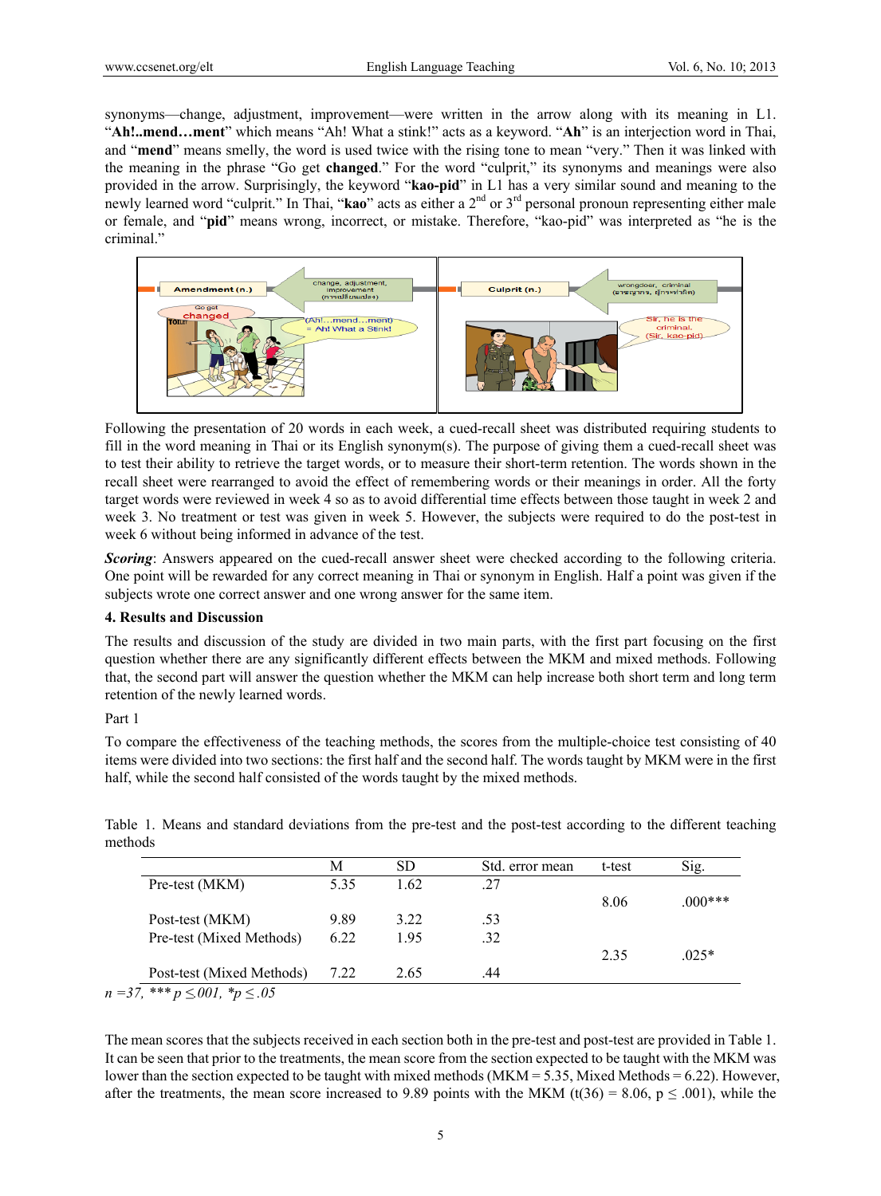synonyms—change, adjustment, improvement—were written in the arrow along with its meaning in L1. "**Ah!..mend…ment**" which means "Ah! What a stink!" acts as a keyword. "**Ah**" is an interjection word in Thai, and "**mend**" means smelly, the word is used twice with the rising tone to mean "very." Then it was linked with the meaning in the phrase "Go get **changed**." For the word "culprit," its synonyms and meanings were also provided in the arrow. Surprisingly, the keyword "**kao-pid**" in L1 has a very similar sound and meaning to the newly learned word "culprit." In Thai, "**kao**" acts as either a 2nd or 3rd personal pronoun representing either male or female, and "**pid**" means wrong, incorrect, or mistake. Therefore, "kao-pid" was interpreted as "he is the criminal."

Following the presentation of 20 words in each week, a cued-recall sheet was distributed requiring students to fill in the word meaning in Thai or its English synonym(s). The purpose of giving them a cued-recall sheet was to test their ability to retrieve the target words, or to measure their short-term retention. The words shown in the recall sheet were rearranged to avoid the effect of remembering words or their meanings in order. All the forty target words were reviewed in week 4 so as to avoid differential time effects between those taught in week 2 and week 3. No treatment or test was given in week 5. However, the subjects were required to do the post-test in week 6 without being informed in advance of the test.

***Scoring***: Answers appeared on the cued-recall answer sheet were checked according to the following criteria. One point will be rewarded for any correct meaning in Thai or synonym in English. Half a point was given if the subjects wrote one correct answer and one wrong answer for the same item.

### 4. Results and Discussion

The results and discussion of the study are divided in two main parts, with the first part focusing on the first question whether there are any significantly different effects between the MKM and mixed methods. Following that, the second part will answer the question whether the MKM can help increase both short term and long term retention of the newly learned words.

Part 1

To compare the effectiveness of the teaching methods, the scores from the multiple-choice test consisting of 40 items were divided into two sections: the first half and the second half. The words taught by MKM were in the first half, while the second half consisted of the words taught by the mixed methods.

Table 1. Means and standard deviations from the pre-test and the post-test according to the different teaching methods

| | M | SD | Std. error mean | t-test | Sig. |
|---|---|---|---|---|---|
| Pre-test (MKM) | 5.35 | 1.62 | .27 | | |
| | | | | 8.06 | .000*** |
| Post-test (MKM) | 9.89 | 3.22 | .53 | | |
| Pre-test (Mixed Methods) | 6.22 | 1.95 | .32 | | |
| | | | | 2.35 | .025* |
| Post-test (Mixed Methods) | 7.22 | 2.65 | .44 | | |

*n =37, *** $p \leq .001$, *$p \leq .05$*

The mean scores that the subjects received in each section both in the pre-test and post-test are provided in Table 1. It can be seen that prior to the treatments, the mean score from the section expected to be taught with the MKM was lower than the section expected to be taught with mixed methods (MKM = 5.35, Mixed Methods = 6.22). However, after the treatments, the mean score increased to 9.89 points with the MKM ($t(36) = 8.06$, $p \leq .001$), while the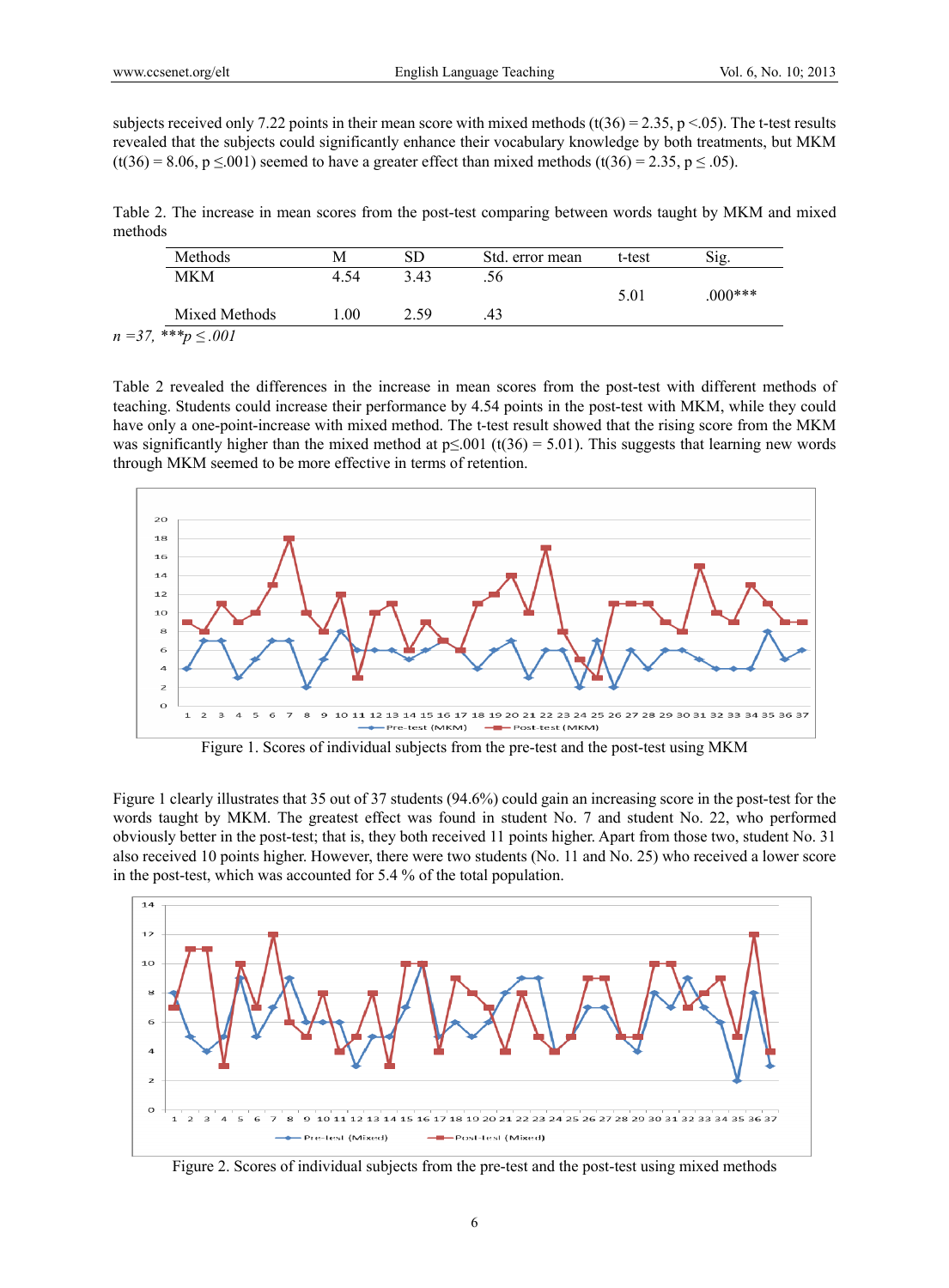subjects received only 7.22 points in their mean score with mixed methods ($t(36) = 2.35$, $p < .05$). The t-test results revealed that the subjects could significantly enhance their vocabulary knowledge by both treatments, but MKM ($t(36) = 8.06$, $p \leq .001$) seemed to have a greater effect than mixed methods ($t(36) = 2.35$, $p \leq .05$).

Table 2. The increase in mean scores from the post-test comparing between words taught by MKM and mixed methods

| Methods | M | SD | Std. error mean | t-test | Sig. |
|---|---|---|---|---|---|
| MKM | 4.54 | 3.43 | .56 | 5.01 | .000*** |
| Mixed Methods | 1.00 | 2.59 | .43 | | |

*n =37, ***p ≤ .001*

Table 2 revealed the differences in the increase in mean scores from the post-test with different methods of teaching. Students could increase their performance by 4.54 points in the post-test with MKM, while they could have only a one-point-increase with mixed method. The t-test result showed that the rising score from the MKM was significantly higher than the mixed method at $p \leq .001$ ($t(36) = 5.01$). This suggests that learning new words through MKM seemed to be more effective in terms of retention.

Figure 1. Scores of individual subjects from the pre-test and the post-test using MKM

Figure 1 clearly illustrates that 35 out of 37 students (94.6%) could gain an increasing score in the post-test for the words taught by MKM. The greatest effect was found in student No. 7 and student No. 22, who performed obviously better in the post-test; that is, they both received 11 points higher. Apart from those two, student No. 31 also received 10 points higher. However, there were two students (No. 11 and No. 25) who received a lower score in the post-test, which was accounted for 5.4 % of the total population.

Figure 2. Scores of individual subjects from the pre-test and the post-test using mixed methods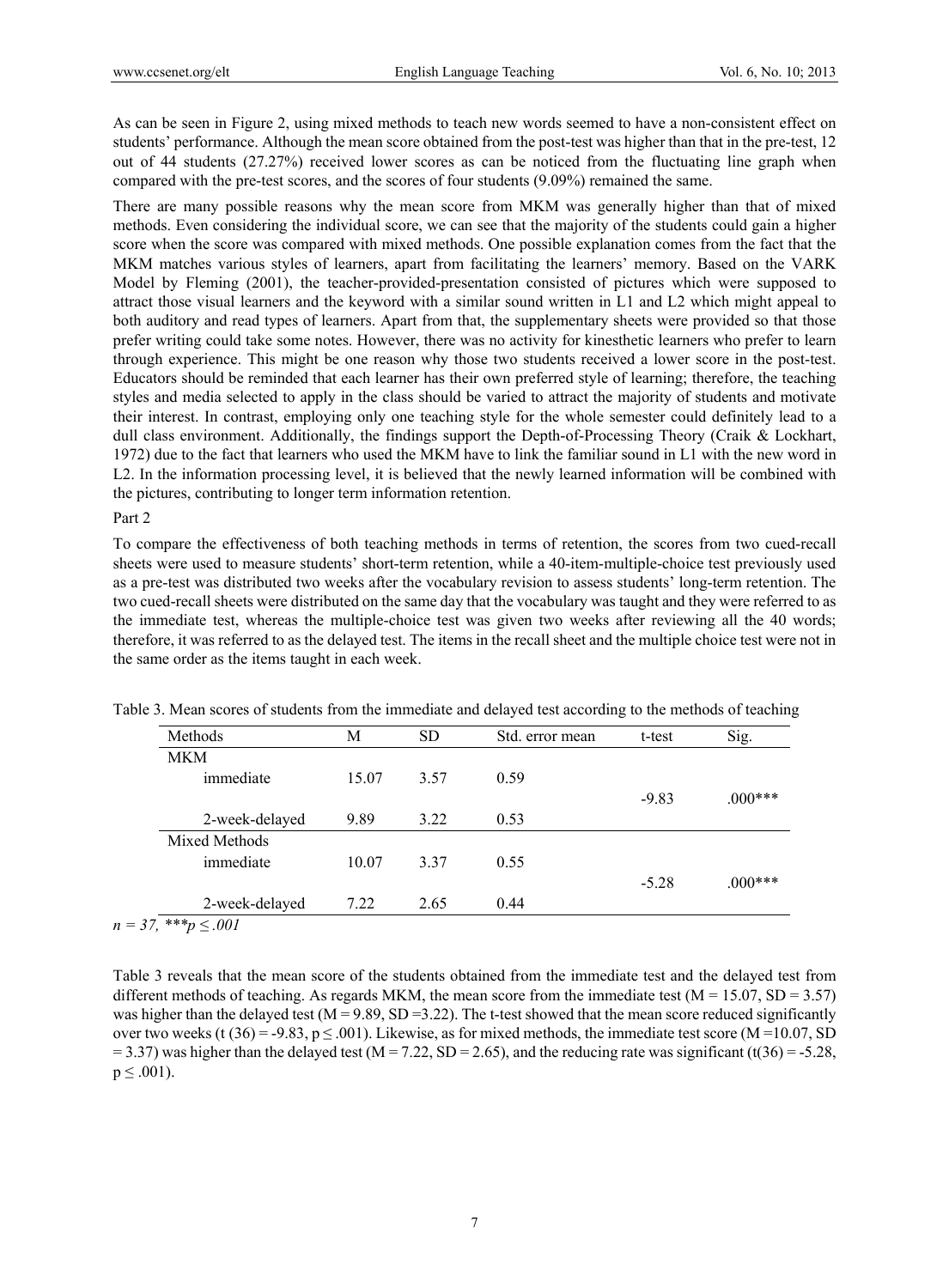As can be seen in Figure 2, using mixed methods to teach new words seemed to have a non-consistent effect on students' performance. Although the mean score obtained from the post-test was higher than that in the pre-test, 12 out of 44 students (27.27%) received lower scores as can be noticed from the fluctuating line graph when compared with the pre-test scores, and the scores of four students (9.09%) remained the same.

There are many possible reasons why the mean score from MKM was generally higher than that of mixed methods. Even considering the individual score, we can see that the majority of the students could gain a higher score when the score was compared with mixed methods. One possible explanation comes from the fact that the MKM matches various styles of learners, apart from facilitating the learners' memory. Based on the VARK Model by Fleming (2001), the teacher-provided-presentation consisted of pictures which were supposed to attract those visual learners and the keyword with a similar sound written in L1 and L2 which might appeal to both auditory and read types of learners. Apart from that, the supplementary sheets were provided so that those prefer writing could take some notes. However, there was no activity for kinesthetic learners who prefer to learn through experience. This might be one reason why those two students received a lower score in the post-test. Educators should be reminded that each learner has their own preferred style of learning; therefore, the teaching styles and media selected to apply in the class should be varied to attract the majority of students and motivate their interest. In contrast, employing only one teaching style for the whole semester could definitely lead to a dull class environment. Additionally, the findings support the Depth-of-Processing Theory (Craik & Lockhart, 1972) due to the fact that learners who used the MKM have to link the familiar sound in L1 with the new word in L2. In the information processing level, it is believed that the newly learned information will be combined with the pictures, contributing to longer term information retention.

Part 2

To compare the effectiveness of both teaching methods in terms of retention, the scores from two cued-recall sheets were used to measure students' short-term retention, while a 40-item-multiple-choice test previously used as a pre-test was distributed two weeks after the vocabulary revision to assess students' long-term retention. The two cued-recall sheets were distributed on the same day that the vocabulary was taught and they were referred to as the immediate test, whereas the multiple-choice test was given two weeks after reviewing all the 40 words; therefore, it was referred to as the delayed test. The items in the recall sheet and the multiple choice test were not in the same order as the items taught in each week.

Table 3. Mean scores of students from the immediate and delayed test according to the methods of teaching

| Methods | M | SD | Std. error mean | t-test | Sig. |
|---|---|---|---|---|---|
| MKM | | | | | |
| immediate | 15.07 | 3.57 | 0.59 | -9.83 | .000*** |
| 2-week-delayed | 9.89 | 3.22 | 0.53 | | |
| Mixed Methods | | | | | |
| immediate | 10.07 | 3.37 | 0.55 | -5.28 | .000*** |
| 2-week-delayed | 7.22 | 2.65 | 0.44 | | |

*n = 37, \*\*\*p ≤ .001*

Table 3 reveals that the mean score of the students obtained from the immediate test and the delayed test from different methods of teaching. As regards MKM, the mean score from the immediate test ($M = 15.07$, $SD = 3.57$) was higher than the delayed test ($M = 9.89$, $SD = 3.22$). The t-test showed that the mean score reduced significantly over two weeks ($t(36) = -9.83$, $p \leq .001$). Likewise, as for mixed methods, the immediate test score ($M = 10.07$, $SD = 3.37$) was higher than the delayed test ($M = 7.22$, $SD = 2.65$), and the reducing rate was significant ($t(36) = -5.28$, $p \leq .001$).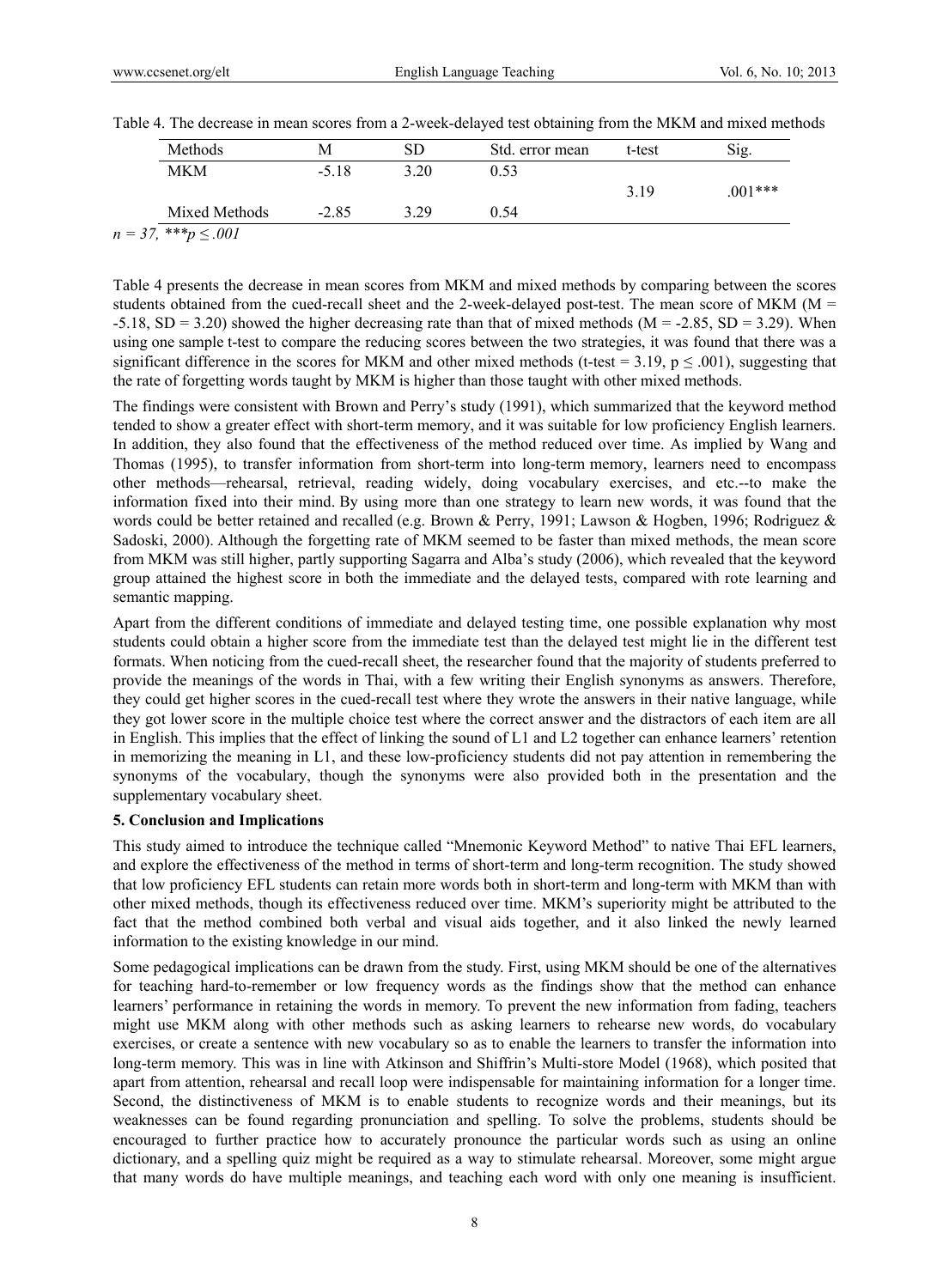Table 4. The decrease in mean scores from a 2-week-delayed test obtaining from the MKM and mixed methods

| Methods | M | SD | Std. error mean | t-test | Sig. |
|---|---|---|---|---|---|
| MKM | -5.18 | 3.20 | 0.53 | | |
| | | | | 3.19 | .001*** |
| Mixed Methods | -2.85 | 3.29 | 0.54 | | |

*n* = 37, ***$p \leq .001$

Table 4 presents the decrease in mean scores from MKM and mixed methods by comparing between the scores students obtained from the cued-recall sheet and the 2-week-delayed post-test. The mean score of MKM (M = -5.18, SD = 3.20) showed the higher decreasing rate than that of mixed methods (M = -2.85, SD = 3.29). When using one sample t-test to compare the reducing scores between the two strategies, it was found that there was a significant difference in the scores for MKM and other mixed methods (t-test = 3.19, $p \leq .001$), suggesting that the rate of forgetting words taught by MKM is higher than those taught with other mixed methods.

The findings were consistent with Brown and Perry's study (1991), which summarized that the keyword method tended to show a greater effect with short-term memory, and it was suitable for low proficiency English learners. In addition, they also found that the effectiveness of the method reduced over time. As implied by Wang and Thomas (1995), to transfer information from short-term into long-term memory, learners need to encompass other methods—rehearsal, retrieval, reading widely, doing vocabulary exercises, and etc.--to make the information fixed into their mind. By using more than one strategy to learn new words, it was found that the words could be better retained and recalled (e.g. Brown & Perry, 1991; Lawson & Hogben, 1996; Rodriguez & Sadoski, 2000). Although the forgetting rate of MKM seemed to be faster than mixed methods, the mean score from MKM was still higher, partly supporting Sagarra and Alba's study (2006), which revealed that the keyword group attained the highest score in both the immediate and the delayed tests, compared with rote learning and semantic mapping.

Apart from the different conditions of immediate and delayed testing time, one possible explanation why most students could obtain a higher score from the immediate test than the delayed test might lie in the different test formats. When noticing from the cued-recall sheet, the researcher found that the majority of students preferred to provide the meanings of the words in Thai, with a few writing their English synonyms as answers. Therefore, they could get higher scores in the cued-recall test where they wrote the answers in their native language, while they got lower score in the multiple choice test where the correct answer and the distractors of each item are all in English. This implies that the effect of linking the sound of L1 and L2 together can enhance learners' retention in memorizing the meaning in L1, and these low-proficiency students did not pay attention in remembering the synonyms of the vocabulary, though the synonyms were also provided both in the presentation and the supplementary vocabulary sheet.

## 5. Conclusion and Implications

This study aimed to introduce the technique called "Mnemonic Keyword Method" to native Thai EFL learners, and explore the effectiveness of the method in terms of short-term and long-term recognition. The study showed that low proficiency EFL students can retain more words both in short-term and long-term with MKM than with other mixed methods, though its effectiveness reduced over time. MKM's superiority might be attributed to the fact that the method combined both verbal and visual aids together, and it also linked the newly learned information to the existing knowledge in our mind.

Some pedagogical implications can be drawn from the study. First, using MKM should be one of the alternatives for teaching hard-to-remember or low frequency words as the findings show that the method can enhance learners' performance in retaining the words in memory. To prevent the new information from fading, teachers might use MKM along with other methods such as asking learners to rehearse new words, do vocabulary exercises, or create a sentence with new vocabulary so as to enable the learners to transfer the information into long-term memory. This was in line with Atkinson and Shiffrin's Multi-store Model (1968), which posited that apart from attention, rehearsal and recall loop were indispensable for maintaining information for a longer time. Second, the distinctiveness of MKM is to enable students to recognize words and their meanings, but its weaknesses can be found regarding pronunciation and spelling. To solve the problems, students should be encouraged to further practice how to accurately pronounce the particular words such as using an online dictionary, and a spelling quiz might be required as a way to stimulate rehearsal. Moreover, some might argue that many words do have multiple meanings, and teaching each word with only one meaning is insufficient.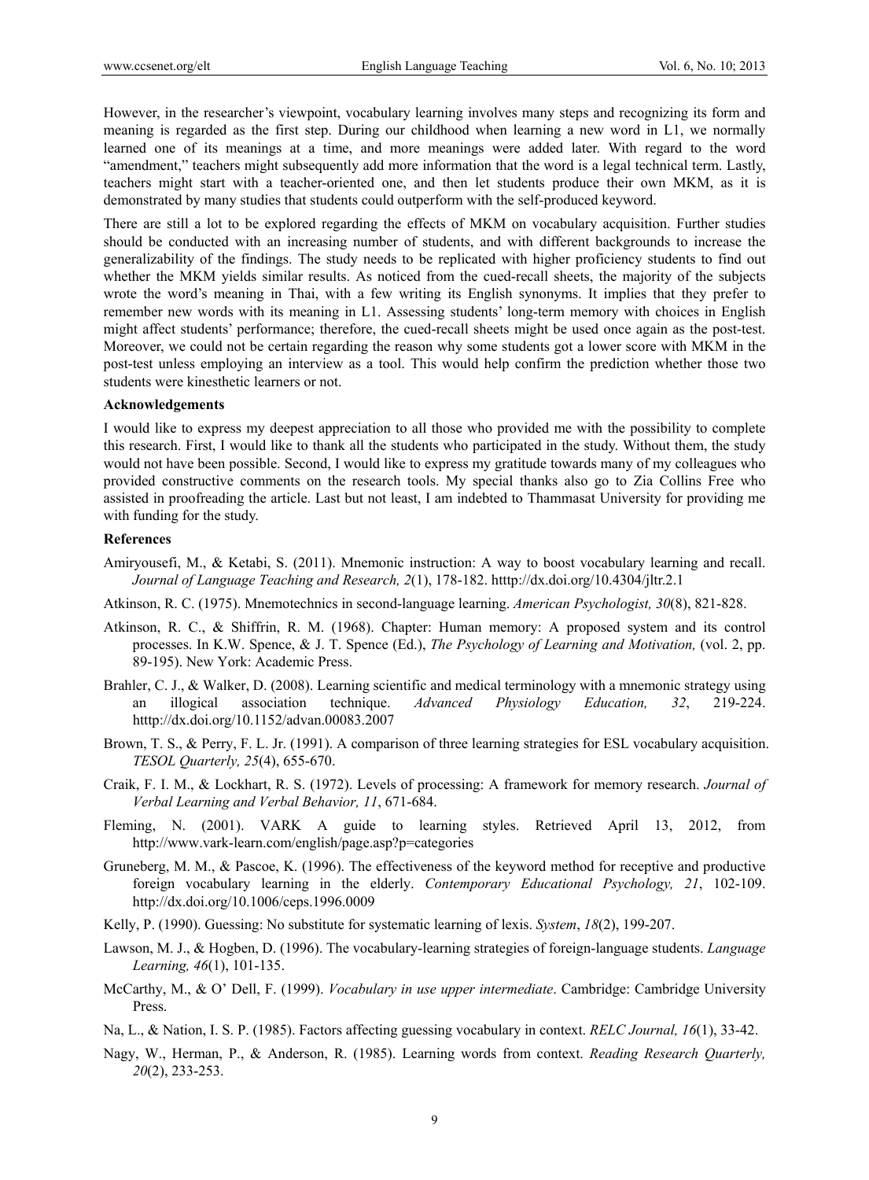However, in the researcher's viewpoint, vocabulary learning involves many steps and recognizing its form and meaning is regarded as the first step. During our childhood when learning a new word in L1, we normally learned one of its meanings at a time, and more meanings were added later. With regard to the word "amendment," teachers might subsequently add more information that the word is a legal technical term. Lastly, teachers might start with a teacher-oriented one, and then let students produce their own MKM, as it is demonstrated by many studies that students could outperform with the self-produced keyword.

There are still a lot to be explored regarding the effects of MKM on vocabulary acquisition. Further studies should be conducted with an increasing number of students, and with different backgrounds to increase the generalizability of the findings. The study needs to be replicated with higher proficiency students to find out whether the MKM yields similar results. As noticed from the cued-recall sheets, the majority of the subjects wrote the word's meaning in Thai, with a few writing its English synonyms. It implies that they prefer to remember new words with its meaning in L1. Assessing students' long-term memory with choices in English might affect students' performance; therefore, the cued-recall sheets might be used once again as the post-test. Moreover, we could not be certain regarding the reason why some students got a lower score with MKM in the post-test unless employing an interview as a tool. This would help confirm the prediction whether those two students were kinesthetic learners or not.

**Acknowledgements**

I would like to express my deepest appreciation to all those who provided me with the possibility to complete this research. First, I would like to thank all the students who participated in the study. Without them, the study would not have been possible. Second, I would like to express my gratitude towards many of my colleagues who provided constructive comments on the research tools. My special thanks also go to Zia Collins Free who assisted in proofreading the article. Last but not least, I am indebted to Thammasat University for providing me with funding for the study.

**References**

Amiryousefi, M., & Ketabi, S. (2011). Mnemonic instruction: A way to boost vocabulary learning and recall. *Journal of Language Teaching and Research, 2*(1), 178-182. htttp://dx.doi.org/10.4304/jltr.2.1

Atkinson, R. C. (1975). Mnemotechnics in second-language learning. *American Psychologist, 30*(8), 821-828.

Atkinson, R. C., & Shiffrin, R. M. (1968). Chapter: Human memory: A proposed system and its control processes. In K.W. Spence, & J. T. Spence (Ed.), *The Psychology of Learning and Motivation,* (vol. 2, pp. 89-195). New York: Academic Press.

Brahler, C. J., & Walker, D. (2008). Learning scientific and medical terminology with a mnemonic strategy using an illogical association technique. *Advanced Physiology Education, 32*, 219-224. htttp://dx.doi.org/10.1152/advan.00083.2007

Brown, T. S., & Perry, F. L. Jr. (1991). A comparison of three learning strategies for ESL vocabulary acquisition. *TESOL Quarterly, 25*(4), 655-670.

Craik, F. I. M., & Lockhart, R. S. (1972). Levels of processing: A framework for memory research. *Journal of Verbal Learning and Verbal Behavior, 11*, 671-684.

Fleming, N. (2001). VARK A guide to learning styles. Retrieved April 13, 2012, from http://www.vark-learn.com/english/page.asp?p=categories

Gruneberg, M. M., & Pascoe, K. (1996). The effectiveness of the keyword method for receptive and productive foreign vocabulary learning in the elderly. *Contemporary Educational Psychology, 21*, 102-109. htttp://dx.doi.org/10.1006/ceps.1996.0009

Kelly, P. (1990). Guessing: No substitute for systematic learning of lexis. *System*, *18*(2), 199-207.

Lawson, M. J., & Hogben, D. (1996). The vocabulary-learning strategies of foreign-language students. *Language Learning, 46*(1), 101-135.

McCarthy, M., & O' Dell, F. (1999). *Vocabulary in use upper intermediate*. Cambridge: Cambridge University Press.

Na, L., & Nation, I. S. P. (1985). Factors affecting guessing vocabulary in context. *RELC Journal, 16*(1), 33-42.

Nagy, W., Herman, P., & Anderson, R. (1985). Learning words from context. *Reading Research Quarterly, 20*(2), 233-253.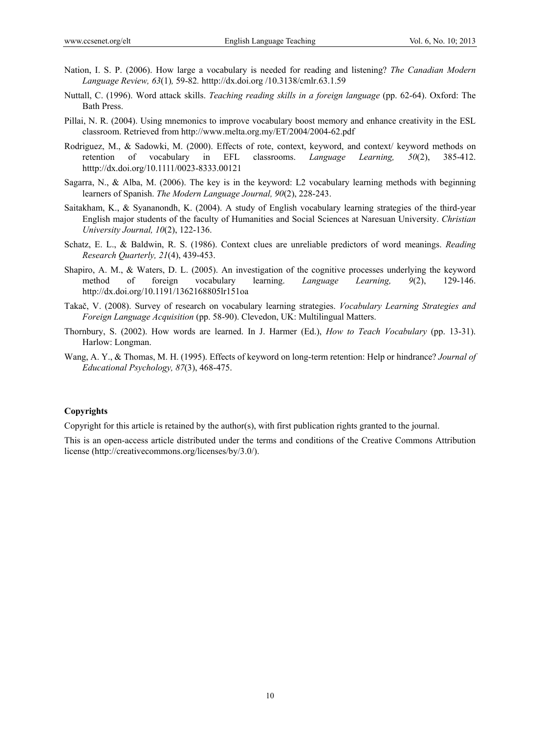Nation, I. S. P. (2006). How large a vocabulary is needed for reading and listening? *The Canadian Modern Language Review, 63*(1)*,* 59-82. htttp://dx.doi.org /10.3138/cmlr.63.1.59

Nuttall, C. (1996). Word attack skills. *Teaching reading skills in a foreign language* (pp. 62-64). Oxford: The Bath Press.

Pillai, N. R. (2004). Using mnemonics to improve vocabulary boost memory and enhance creativity in the ESL classroom. Retrieved from http://www.melta.org.my/ET/2004/2004-62.pdf

Rodriguez, M., & Sadowki, M. (2000). Effects of rote, context, keyword, and context/ keyword methods on retention of vocabulary in EFL classrooms. *Language Learning, 50*(2), 385-412. htttp://dx.doi.org/10.1111/0023-8333.00121

Sagarra, N., & Alba, M. (2006). The key is in the keyword: L2 vocabulary learning methods with beginning learners of Spanish. *The Modern Language Journal, 90*(2), 228-243.

Saitakham, K., & Syananondh, K. (2004). A study of English vocabulary learning strategies of the third-year English major students of the faculty of Humanities and Social Sciences at Naresuan University. *Christian University Journal, 10*(2), 122-136.

Schatz, E. L., & Baldwin, R. S. (1986). Context clues are unreliable predictors of word meanings. *Reading Research Quarterly, 21*(4), 439-453.

Shapiro, A. M., & Waters, D. L. (2005). An investigation of the cognitive processes underlying the keyword method of foreign vocabulary learning. *Language Learning, 9*(2), 129-146. http://dx.doi.org/10.1191/1362168805lr151oa

Takač, V. (2008). Survey of research on vocabulary learning strategies. *Vocabulary Learning Strategies and Foreign Language Acquisition* (pp. 58-90). Clevedon, UK: Multilingual Matters.

Thornbury, S. (2002). How words are learned. In J. Harmer (Ed.), *How to Teach Vocabulary* (pp. 13-31). Harlow: Longman.

Wang, A. Y., & Thomas, M. H. (1995). Effects of keyword on long-term retention: Help or hindrance? *Journal of Educational Psychology, 87*(3), 468-475.

**Copyrights**

Copyright for this article is retained by the author(s), with first publication rights granted to the journal.

This is an open-access article distributed under the terms and conditions of the Creative Commons Attribution license (http://creativecommons.org/licenses/by/3.0/).